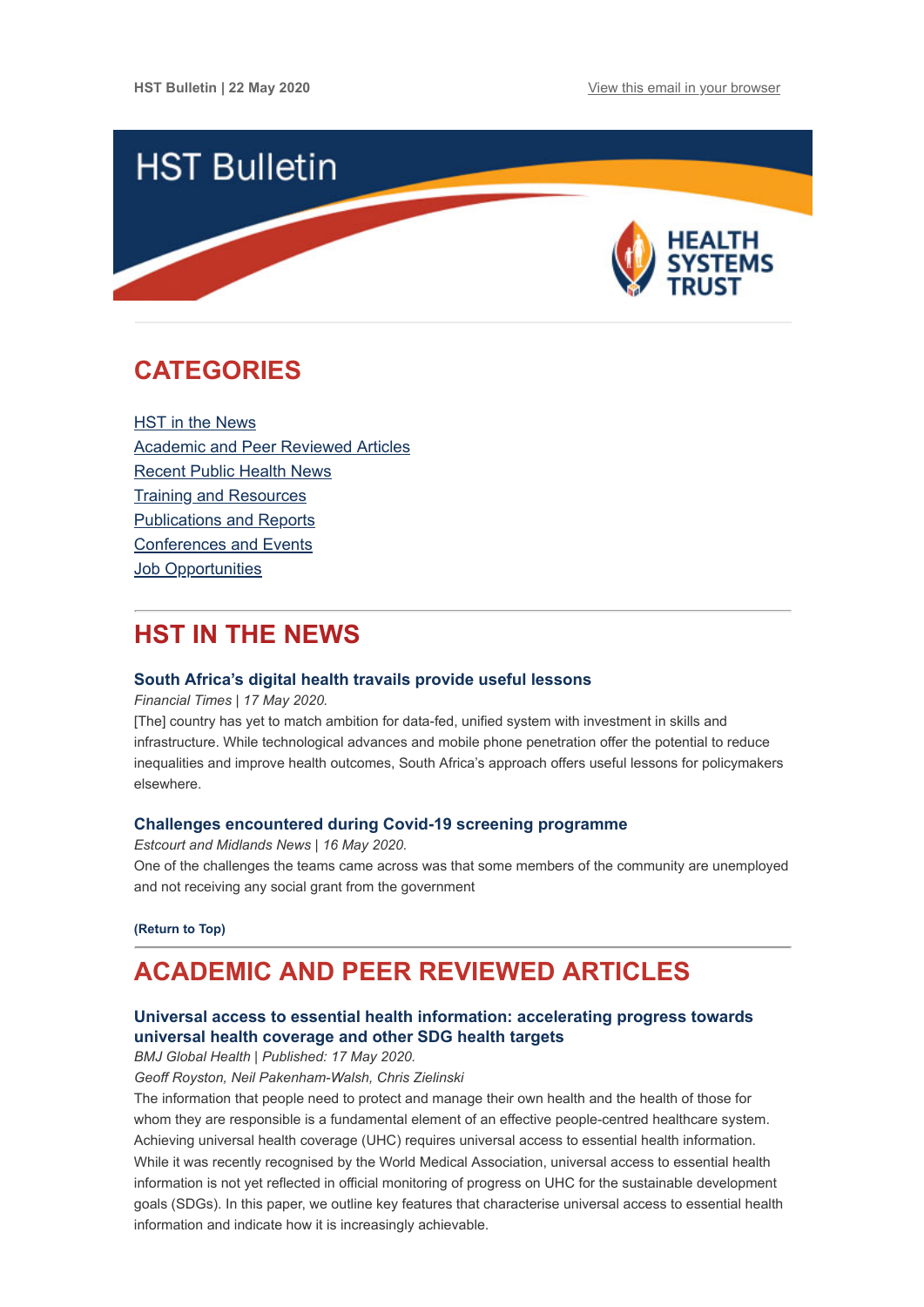HST Bulletin | 22 May 2020 View this email in your browser

# HST Bulletin

HEALTH SYSTEMS TRUST

## CATEGORIES

HST in the News
Academic and Peer Reviewed Articles
Recent Public Health News
Training and Resources
Publications and Reports
Conferences and Events
Job Opportunities

## HST IN THE NEWS

### South Africa's digital health travails provide useful lessons

*Financial Times | 17 May 2020.*

[The] country has yet to match ambition for data-fed, unified system with investment in skills and infrastructure. While technological advances and mobile phone penetration offer the potential to reduce inequalities and improve health outcomes, South Africa's approach offers useful lessons for policymakers elsewhere.

### Challenges encountered during Covid-19 screening programme

*Estcourt and Midlands News | 16 May 2020.*

One of the challenges the teams came across was that some members of the community are unemployed and not receiving any social grant from the government

**(Return to Top)**

## ACADEMIC AND PEER REVIEWED ARTICLES

### Universal access to essential health information: accelerating progress towards universal health coverage and other SDG health targets

*BMJ Global Health | Published: 17 May 2020.*

*Geoff Royston, Neil Pakenham-Walsh, Chris Zielinski*

The information that people need to protect and manage their own health and the health of those for whom they are responsible is a fundamental element of an effective people-centred healthcare system. Achieving universal health coverage (UHC) requires universal access to essential health information. While it was recently recognised by the World Medical Association, universal access to essential health information is not yet reflected in official monitoring of progress on UHC for the sustainable development goals (SDGs). In this paper, we outline key features that characterise universal access to essential health information and indicate how it is increasingly achievable.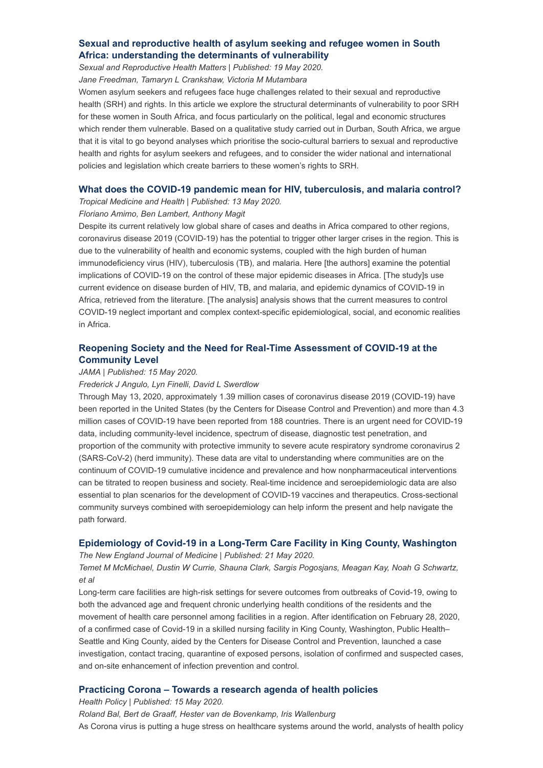### Sexual and reproductive health of asylum seeking and refugee women in South Africa: understanding the determinants of vulnerability

*Sexual and Reproductive Health Matters | Published: 19 May 2020.*

*Jane Freedman, Tamaryn L Crankshaw, Victoria M Mutambara*

Women asylum seekers and refugees face huge challenges related to their sexual and reproductive health (SRH) and rights. In this article we explore the structural determinants of vulnerability to poor SRH for these women in South Africa, and focus particularly on the political, legal and economic structures which render them vulnerable. Based on a qualitative study carried out in Durban, South Africa, we argue that it is vital to go beyond analyses which prioritise the socio-cultural barriers to sexual and reproductive health and rights for asylum seekers and refugees, and to consider the wider national and international policies and legislation which create barriers to these women's rights to SRH.

### What does the COVID-19 pandemic mean for HIV, tuberculosis, and malaria control?

*Tropical Medicine and Health | Published: 13 May 2020.*

*Floriano Amimo, Ben Lambert, Anthony Magit*

Despite its current relatively low global share of cases and deaths in Africa compared to other regions, coronavirus disease 2019 (COVID-19) has the potential to trigger other larger crises in the region. This is due to the vulnerability of health and economic systems, coupled with the high burden of human immunodeficiency virus (HIV), tuberculosis (TB), and malaria. Here [the authors] examine the potential implications of COVID-19 on the control of these major epidemic diseases in Africa. [The study]s use current evidence on disease burden of HIV, TB, and malaria, and epidemic dynamics of COVID-19 in Africa, retrieved from the literature. [The analysis] analysis shows that the current measures to control COVID-19 neglect important and complex context-specific epidemiological, social, and economic realities in Africa.

### Reopening Society and the Need for Real-Time Assessment of COVID-19 at the Community Level

*JAMA | Published: 15 May 2020.*

*Frederick J Angulo, Lyn Finelli, David L Swerdlow*

Through May 13, 2020, approximately 1.39 million cases of coronavirus disease 2019 (COVID-19) have been reported in the United States (by the Centers for Disease Control and Prevention) and more than 4.3 million cases of COVID-19 have been reported from 188 countries. There is an urgent need for COVID-19 data, including community-level incidence, spectrum of disease, diagnostic test penetration, and proportion of the community with protective immunity to severe acute respiratory syndrome coronavirus 2 (SARS-CoV-2) (herd immunity). These data are vital to understanding where communities are on the continuum of COVID-19 cumulative incidence and prevalence and how nonpharmaceutical interventions can be titrated to reopen business and society. Real-time incidence and seroepidemiologic data are also essential to plan scenarios for the development of COVID-19 vaccines and therapeutics. Cross-sectional community surveys combined with seroepidemiology can help inform the present and help navigate the path forward.

### Epidemiology of Covid-19 in a Long-Term Care Facility in King County, Washington

*The New England Journal of Medicine | Published: 21 May 2020.*

*Temet M McMichael, Dustin W Currie, Shauna Clark, Sargis Pogosjans, Meagan Kay, Noah G Schwartz, et al*

Long-term care facilities are high-risk settings for severe outcomes from outbreaks of Covid-19, owing to both the advanced age and frequent chronic underlying health conditions of the residents and the movement of health care personnel among facilities in a region. After identification on February 28, 2020, of a confirmed case of Covid-19 in a skilled nursing facility in King County, Washington, Public Health–Seattle and King County, aided by the Centers for Disease Control and Prevention, launched a case investigation, contact tracing, quarantine of exposed persons, isolation of confirmed and suspected cases, and on-site enhancement of infection prevention and control.

### Practicing Corona – Towards a research agenda of health policies

*Health Policy | Published: 15 May 2020.*

*Roland Bal, Bert de Graaff, Hester van de Bovenkamp, Iris Wallenburg*

As Corona virus is putting a huge stress on healthcare systems around the world, analysts of health policy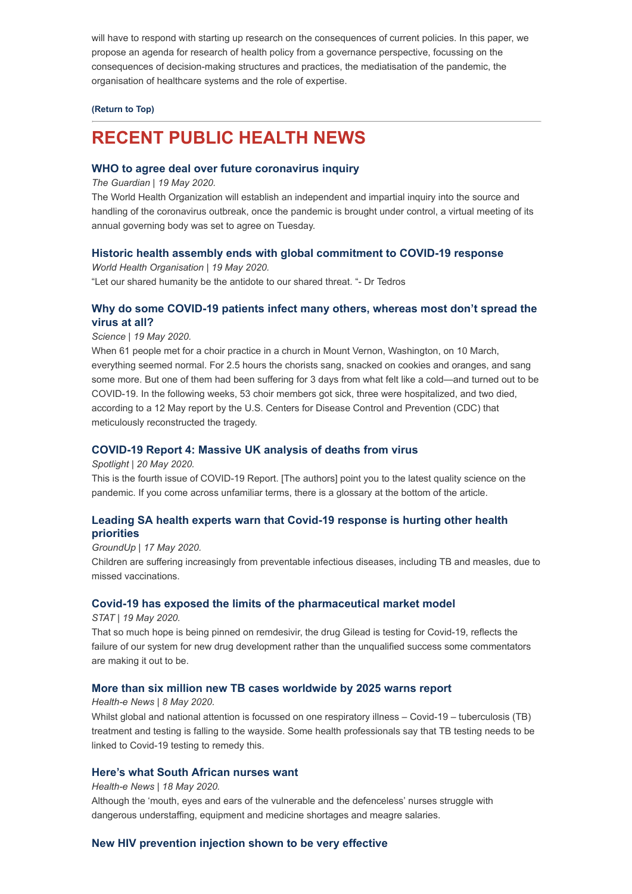will have to respond with starting up research on the consequences of current policies. In this paper, we propose an agenda for research of health policy from a governance perspective, focussing on the consequences of decision-making structures and practices, the mediatisation of the pandemic, the organisation of healthcare systems and the role of expertise.

**(Return to Top)**

# RECENT PUBLIC HEALTH NEWS

### WHO to agree deal over future coronavirus inquiry

*The Guardian | 19 May 2020.*

The World Health Organization will establish an independent and impartial inquiry into the source and handling of the coronavirus outbreak, once the pandemic is brought under control, a virtual meeting of its annual governing body was set to agree on Tuesday.

### Historic health assembly ends with global commitment to COVID-19 response

*World Health Organisation | 19 May 2020.*

"Let our shared humanity be the antidote to our shared threat. "- Dr Tedros

### Why do some COVID-19 patients infect many others, whereas most don't spread the virus at all?

*Science | 19 May 2020.*

When 61 people met for a choir practice in a church in Mount Vernon, Washington, on 10 March, everything seemed normal. For 2.5 hours the chorists sang, snacked on cookies and oranges, and sang some more. But one of them had been suffering for 3 days from what felt like a cold—and turned out to be COVID-19. In the following weeks, 53 choir members got sick, three were hospitalized, and two died, according to a 12 May report by the U.S. Centers for Disease Control and Prevention (CDC) that meticulously reconstructed the tragedy.

### COVID-19 Report 4: Massive UK analysis of deaths from virus

*Spotlight | 20 May 2020.*

This is the fourth issue of COVID-19 Report. [The authors] point you to the latest quality science on the pandemic. If you come across unfamiliar terms, there is a glossary at the bottom of the article.

### Leading SA health experts warn that Covid-19 response is hurting other health priorities

*GroundUp | 17 May 2020.*

Children are suffering increasingly from preventable infectious diseases, including TB and measles, due to missed vaccinations.

### Covid-19 has exposed the limits of the pharmaceutical market model

*STAT | 19 May 2020.*

That so much hope is being pinned on remdesivir, the drug Gilead is testing for Covid-19, reflects the failure of our system for new drug development rather than the unqualified success some commentators are making it out to be.

### More than six million new TB cases worldwide by 2025 warns report

*Health-e News | 8 May 2020.*

Whilst global and national attention is focussed on one respiratory illness – Covid-19 – tuberculosis (TB) treatment and testing is falling to the wayside. Some health professionals say that TB testing needs to be linked to Covid-19 testing to remedy this.

### Here's what South African nurses want

*Health-e News | 18 May 2020.*

Although the 'mouth, eyes and ears of the vulnerable and the defenceless' nurses struggle with dangerous understaffing, equipment and medicine shortages and meagre salaries.

### New HIV prevention injection shown to be very effective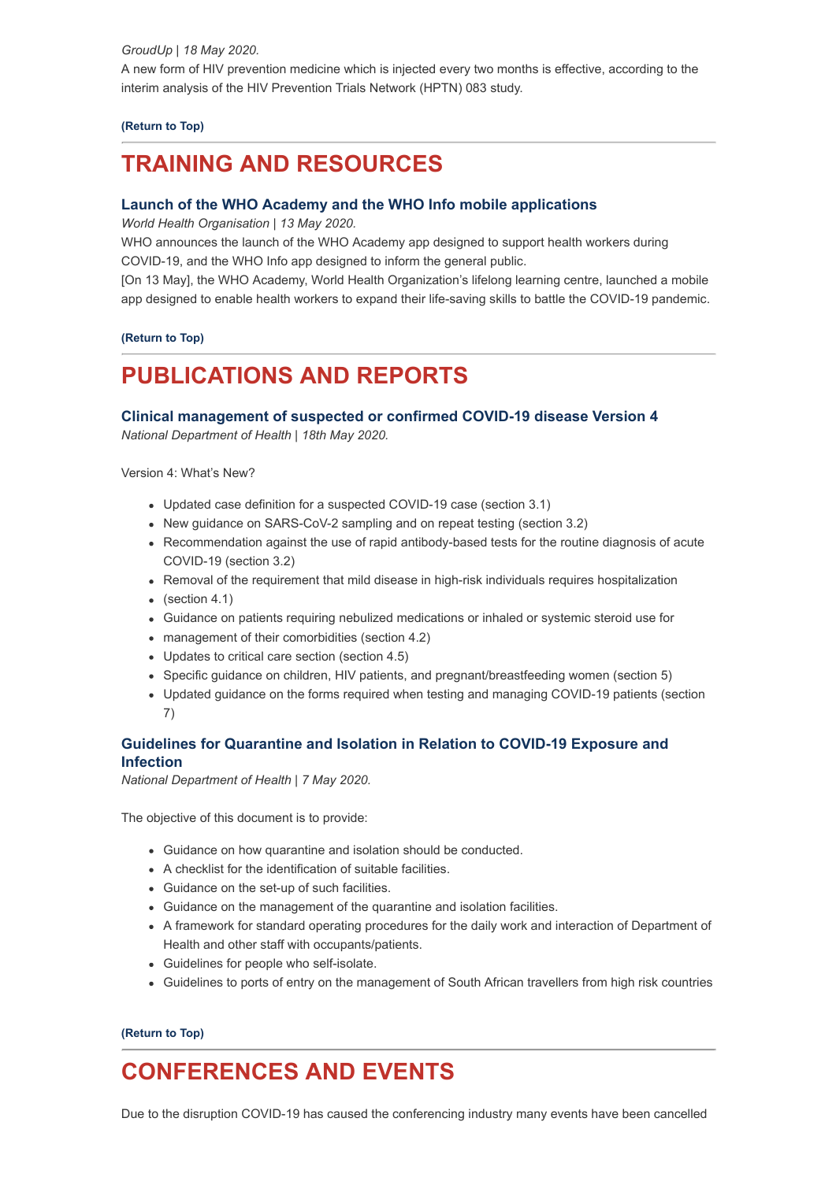*GroudUp | 18 May 2020.*

A new form of HIV prevention medicine which is injected every two months is effective, according to the interim analysis of the HIV Prevention Trials Network (HPTN) 083 study.

**(Return to Top)**

---

# TRAINING AND RESOURCES

### Launch of the WHO Academy and the WHO Info mobile applications

*World Health Organisation | 13 May 2020.*

WHO announces the launch of the WHO Academy app designed to support health workers during COVID-19, and the WHO Info app designed to inform the general public.

[On 13 May], the WHO Academy, World Health Organization's lifelong learning centre, launched a mobile app designed to enable health workers to expand their life-saving skills to battle the COVID-19 pandemic.

**(Return to Top)**

---

# PUBLICATIONS AND REPORTS

### Clinical management of suspected or confirmed COVID-19 disease Version 4

*National Department of Health | 18th May 2020.*

Version 4: What's New?

- Updated case definition for a suspected COVID-19 case (section 3.1)
- New guidance on SARS-CoV-2 sampling and on repeat testing (section 3.2)
- Recommendation against the use of rapid antibody-based tests for the routine diagnosis of acute COVID-19 (section 3.2)
- Removal of the requirement that mild disease in high-risk individuals requires hospitalization
- (section 4.1)
- Guidance on patients requiring nebulized medications or inhaled or systemic steroid use for
- management of their comorbidities (section 4.2)
- Updates to critical care section (section 4.5)
- Specific guidance on children, HIV patients, and pregnant/breastfeeding women (section 5)
- Updated guidance on the forms required when testing and managing COVID-19 patients (section 7)

### Guidelines for Quarantine and Isolation in Relation to COVID-19 Exposure and Infection

*National Department of Health | 7 May 2020.*

The objective of this document is to provide:

- Guidance on how quarantine and isolation should be conducted.
- A checklist for the identification of suitable facilities.
- Guidance on the set-up of such facilities.
- Guidance on the management of the quarantine and isolation facilities.
- A framework for standard operating procedures for the daily work and interaction of Department of Health and other staff with occupants/patients.
- Guidelines for people who self-isolate.
- Guidelines to ports of entry on the management of South African travellers from high risk countries

**(Return to Top)**

---

# CONFERENCES AND EVENTS

Due to the disruption COVID-19 has caused the conferencing industry many events have been cancelled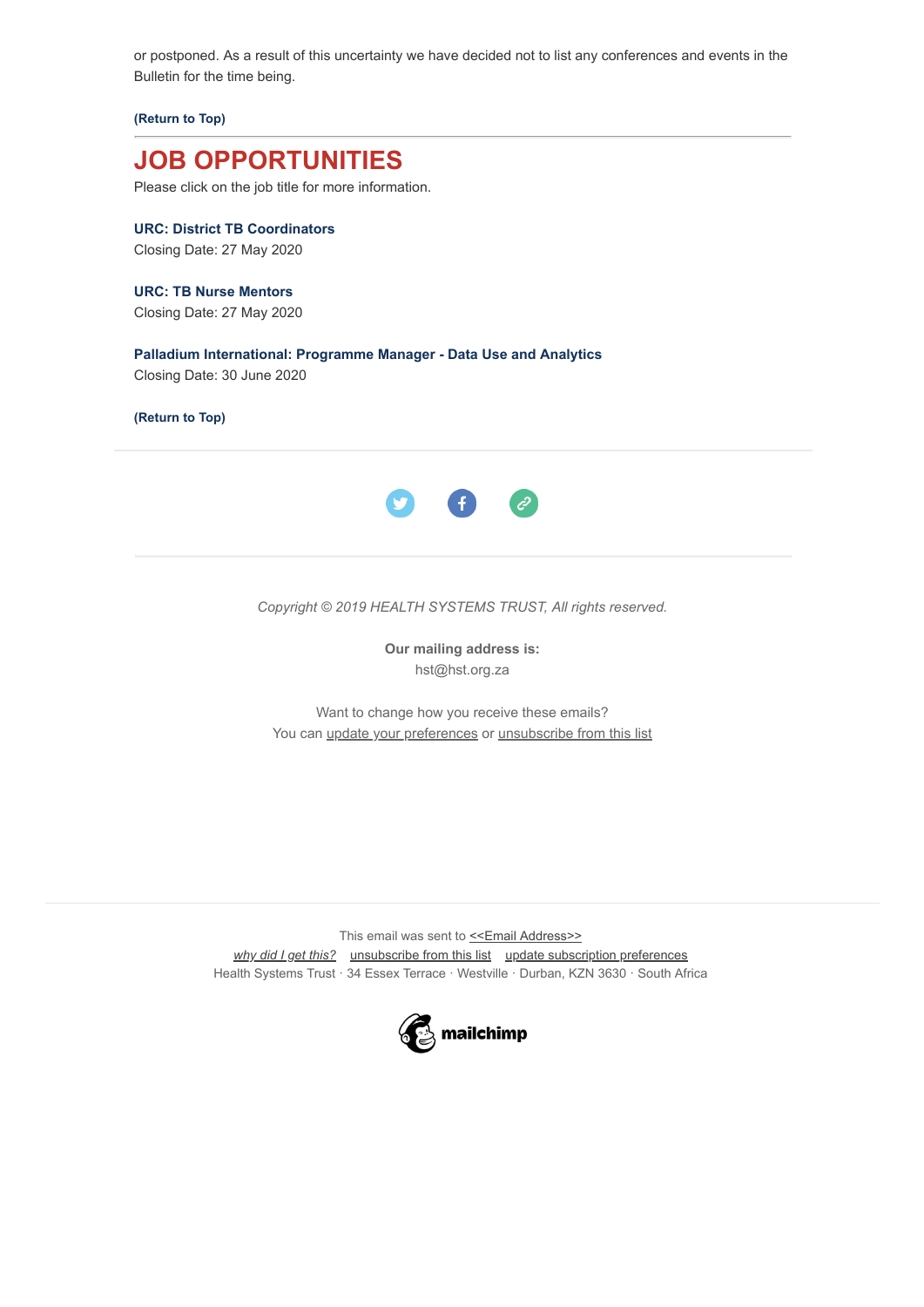or postponed. As a result of this uncertainty we have decided not to list any conferences and events in the Bulletin for the time being.

**(Return to Top)**

---

# JOB OPPORTUNITIES

Please click on the job title for more information.

**URC: District TB Coordinators**
Closing Date: 27 May 2020

**URC: TB Nurse Mentors**
Closing Date: 27 May 2020

**Palladium International: Programme Manager - Data Use and Analytics**
Closing Date: 30 June 2020

**(Return to Top)**

---

*Copyright © 2019 HEALTH SYSTEMS TRUST, All rights reserved.*

**Our mailing address is:**
hst@hst.org.za

Want to change how you receive these emails?
You can update your preferences or unsubscribe from this list

---

This email was sent to <<Email Address>>
*why did I get this?* unsubscribe from this list update subscription preferences
Health Systems Trust · 34 Essex Terrace · Westville · Durban, KZN 3630 · South Africa

mailchimp